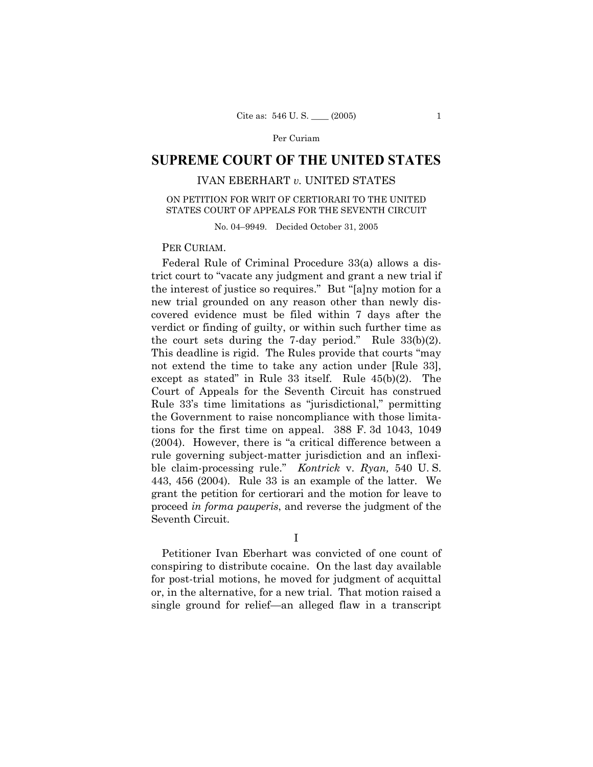# SUPREME COURT OF THE UNITED STATES

## IVAN EBERHART *v.* UNITED STATES

ON PETITION FOR WRIT OF CERTIORARI TO THE UNITED STATES COURT OF APPEALS FOR THE SEVENTH CIRCUIT

No. 04–9949. Decided October 31, 2005

PER CURIAM.

Federal Rule of Criminal Procedure 33(a) allows a district court to "vacate any judgment and grant a new trial if the interest of justice so requires." But "[a]ny motion for a new trial grounded on any reason other than newly discovered evidence must be filed within 7 days after the verdict or finding of guilty, or within such further time as the court sets during the 7-day period." Rule 33(b)(2). This deadline is rigid. The Rules provide that courts "may not extend the time to take any action under [Rule 33], except as stated" in Rule 33 itself. Rule 45(b)(2). The Court of Appeals for the Seventh Circuit has construed Rule 33's time limitations as "jurisdictional," permitting the Government to raise noncompliance with those limitations for the first time on appeal. 388 F. 3d 1043, 1049 (2004). However, there is "a critical difference between a rule governing subject-matter jurisdiction and an inflexible claim-processing rule." *Kontrick* v. *Ryan,* 540 U. S. 443, 456 (2004). Rule 33 is an example of the latter. We grant the petition for certiorari and the motion for leave to proceed *in forma pauperis*, and reverse the judgment of the Seventh Circuit.

I

Petitioner Ivan Eberhart was convicted of one count of conspiring to distribute cocaine. On the last day available for post-trial motions, he moved for judgment of acquittal or, in the alternative, for a new trial. That motion raised a single ground for relief—an alleged flaw in a transcript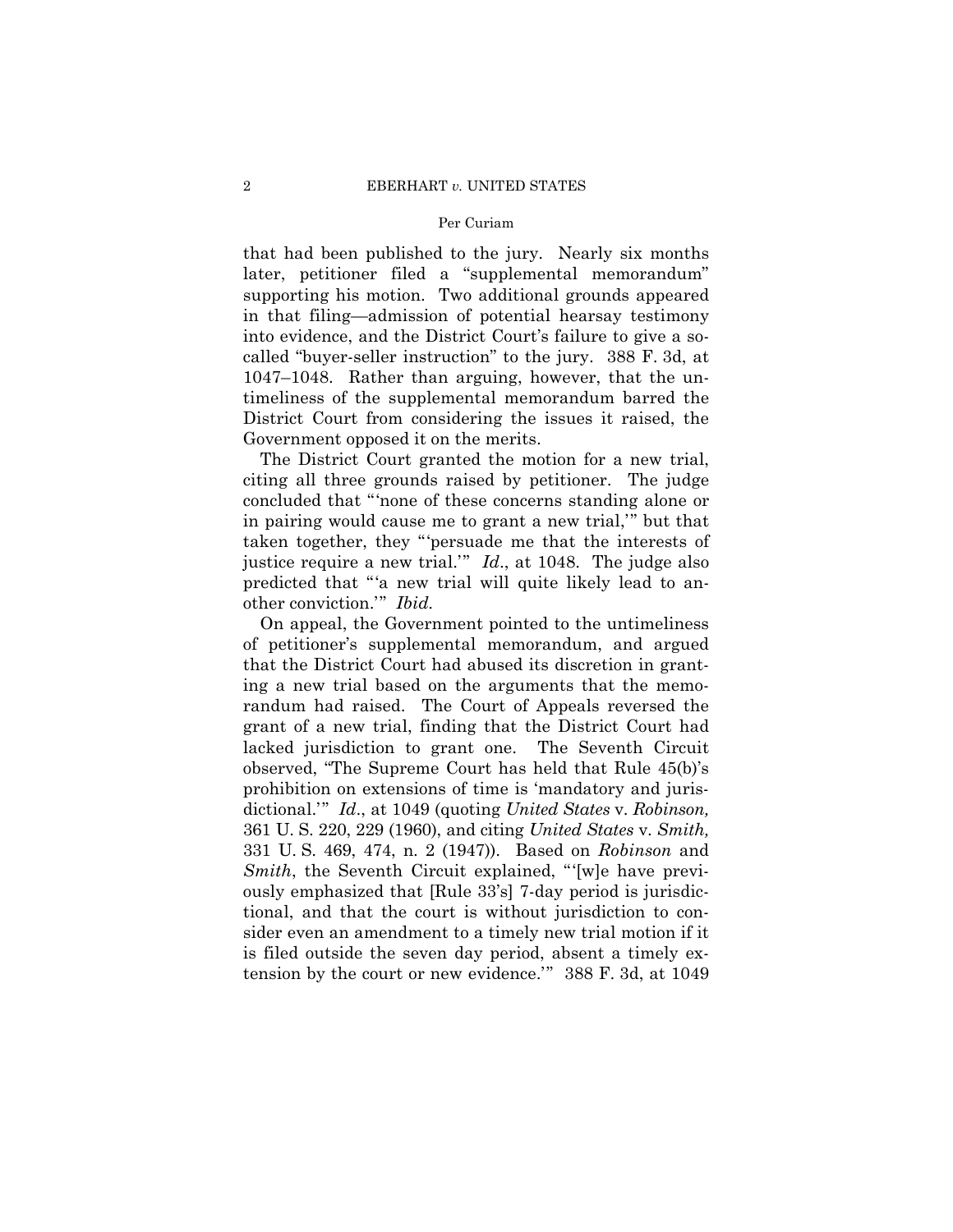that had been published to the jury. Nearly six months later, petitioner filed a "supplemental memorandum" supporting his motion. Two additional grounds appeared in that filing—admission of potential hearsay testimony into evidence, and the District Court's failure to give a so-called "buyer-seller instruction" to the jury. 388 F. 3d, at 1047–1048. Rather than arguing, however, that the untimeliness of the supplemental memorandum barred the District Court from considering the issues it raised, the Government opposed it on the merits.

The District Court granted the motion for a new trial, citing all three grounds raised by petitioner. The judge concluded that "'none of these concerns standing alone or in pairing would cause me to grant a new trial,'" but that taken together, they "'persuade me that the interests of justice require a new trial.'" *Id*., at 1048. The judge also predicted that "'a new trial will quite likely lead to another conviction.'" *Ibid.*

On appeal, the Government pointed to the untimeliness of petitioner's supplemental memorandum, and argued that the District Court had abused its discretion in granting a new trial based on the arguments that the memorandum had raised. The Court of Appeals reversed the grant of a new trial, finding that the District Court had lacked jurisdiction to grant one. The Seventh Circuit observed, "The Supreme Court has held that Rule 45(b)'s prohibition on extensions of time is 'mandatory and jurisdictional.'" *Id*., at 1049 (quoting *United States* v. *Robinson,* 361 U. S. 220, 229 (1960), and citing *United States* v. *Smith,* 331 U. S. 469, 474, n. 2 (1947)). Based on *Robinson* and *Smith*, the Seventh Circuit explained, "'[w]e have previously emphasized that [Rule 33's] 7-day period is jurisdictional, and that the court is without jurisdiction to consider even an amendment to a timely new trial motion if it is filed outside the seven day period, absent a timely extension by the court or new evidence.'" 388 F. 3d, at 1049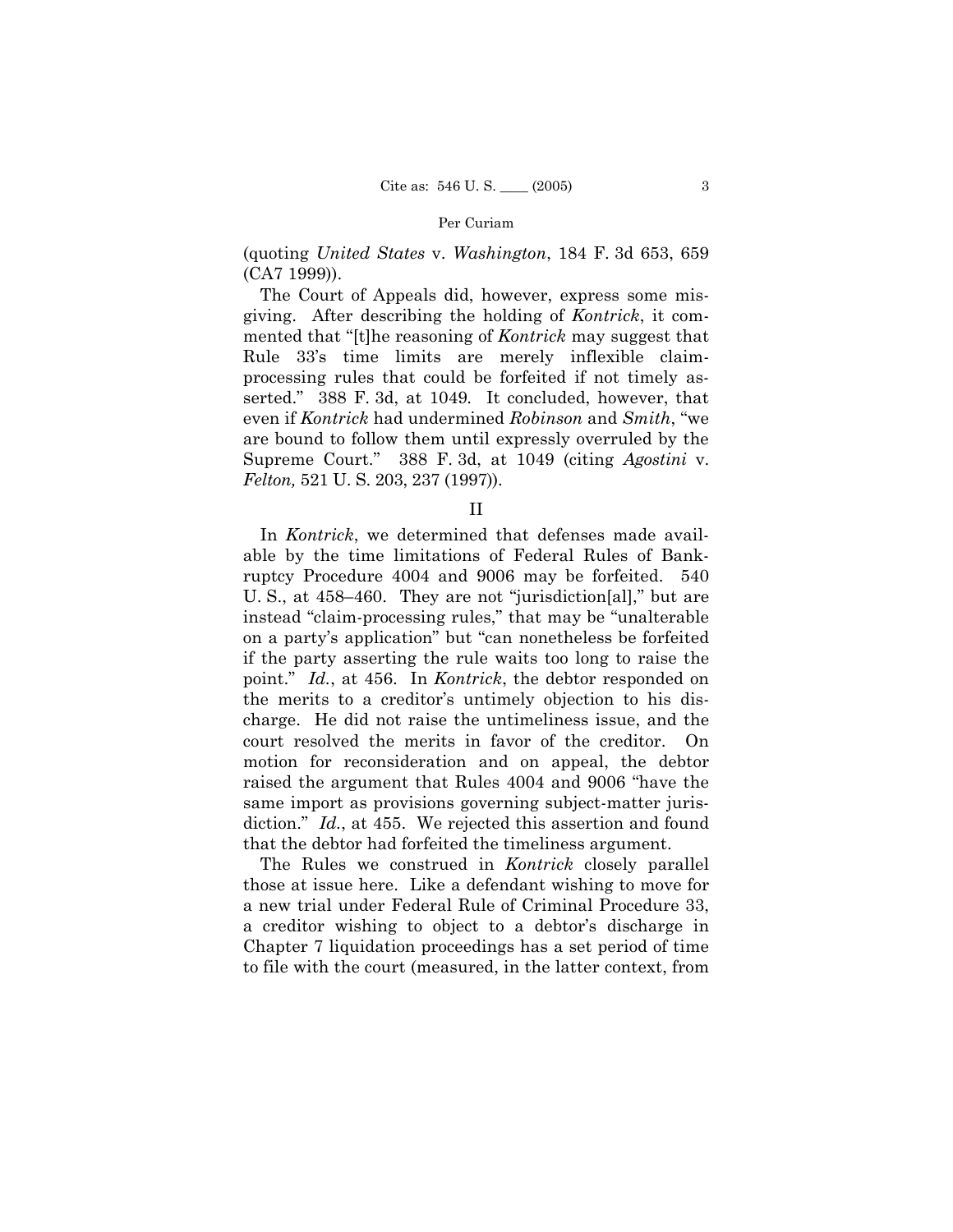(quoting *United States* v. *Washington*, 184 F. 3d 653, 659 (CA7 1999)).

The Court of Appeals did, however, express some misgiving. After describing the holding of *Kontrick*, it commented that "[t]he reasoning of *Kontrick* may suggest that Rule 33's time limits are merely inflexible claim-processing rules that could be forfeited if not timely asserted." 388 F. 3d, at 1049. It concluded, however, that even if *Kontrick* had undermined *Robinson* and *Smith*, "we are bound to follow them until expressly overruled by the Supreme Court." 388 F. 3d, at 1049 (citing *Agostini* v. *Felton,* 521 U. S. 203, 237 (1997)).

## II

In *Kontrick*, we determined that defenses made available by the time limitations of Federal Rules of Bankruptcy Procedure 4004 and 9006 may be forfeited. 540 U. S., at 458–460. They are not "jurisdiction[al]," but are instead "claim-processing rules," that may be "unalterable on a party's application" but "can nonetheless be forfeited if the party asserting the rule waits too long to raise the point." *Id.*, at 456. In *Kontrick*, the debtor responded on the merits to a creditor's untimely objection to his discharge. He did not raise the untimeliness issue, and the court resolved the merits in favor of the creditor. On motion for reconsideration and on appeal, the debtor raised the argument that Rules 4004 and 9006 "have the same import as provisions governing subject-matter jurisdiction." *Id.*, at 455. We rejected this assertion and found that the debtor had forfeited the timeliness argument.

The Rules we construed in *Kontrick* closely parallel those at issue here. Like a defendant wishing to move for a new trial under Federal Rule of Criminal Procedure 33, a creditor wishing to object to a debtor's discharge in Chapter 7 liquidation proceedings has a set period of time to file with the court (measured, in the latter context, from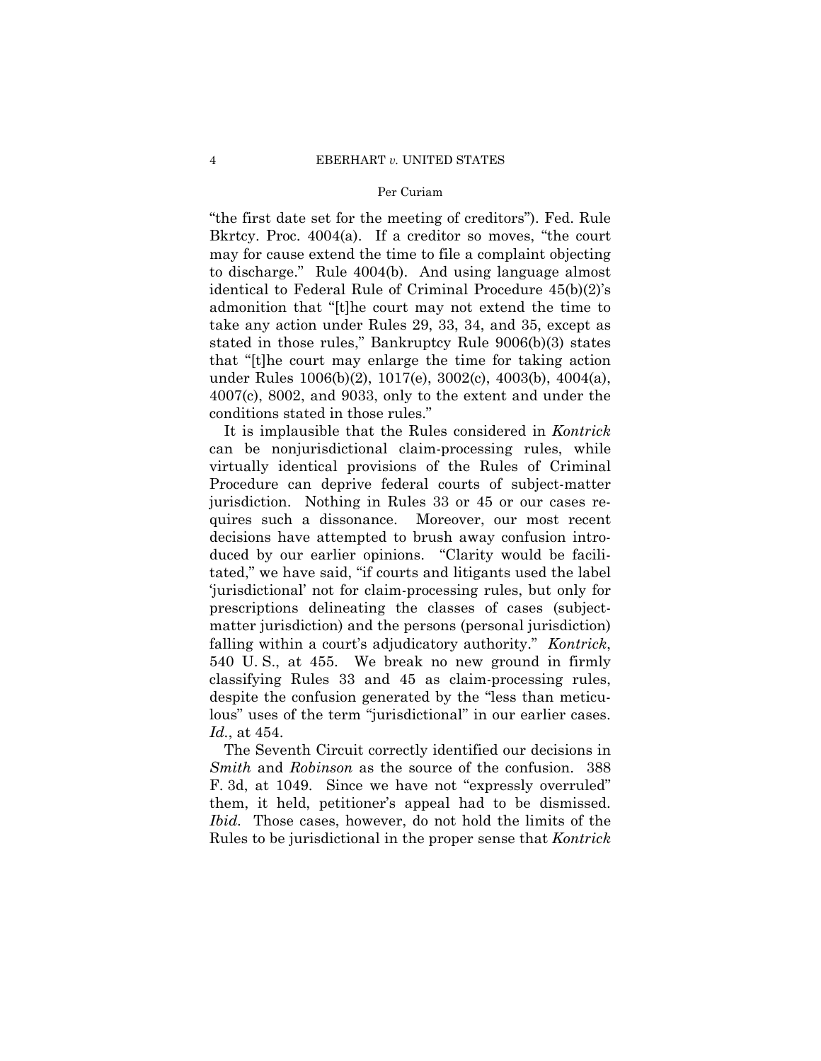"the first date set for the meeting of creditors"). Fed. Rule Bkrtcy. Proc. 4004(a). If a creditor so moves, "the court may for cause extend the time to file a complaint objecting to discharge." Rule 4004(b). And using language almost identical to Federal Rule of Criminal Procedure 45(b)(2)'s admonition that "[t]he court may not extend the time to take any action under Rules 29, 33, 34, and 35, except as stated in those rules," Bankruptcy Rule 9006(b)(3) states that "[t]he court may enlarge the time for taking action under Rules 1006(b)(2), 1017(e), 3002(c), 4003(b), 4004(a), 4007(c), 8002, and 9033, only to the extent and under the conditions stated in those rules."

It is implausible that the Rules considered in *Kontrick* can be nonjurisdictional claim-processing rules, while virtually identical provisions of the Rules of Criminal Procedure can deprive federal courts of subject-matter jurisdiction. Nothing in Rules 33 or 45 or our cases requires such a dissonance. Moreover, our most recent decisions have attempted to brush away confusion introduced by our earlier opinions. "Clarity would be facilitated," we have said, "if courts and litigants used the label 'jurisdictional' not for claim-processing rules, but only for prescriptions delineating the classes of cases (subject-matter jurisdiction) and the persons (personal jurisdiction) falling within a court's adjudicatory authority." *Kontrick*, 540 U. S., at 455. We break no new ground in firmly classifying Rules 33 and 45 as claim-processing rules, despite the confusion generated by the "less than meticulous" uses of the term "jurisdictional" in our earlier cases. *Id.*, at 454.

The Seventh Circuit correctly identified our decisions in *Smith* and *Robinson* as the source of the confusion. 388 F. 3d, at 1049. Since we have not "expressly overruled" them, it held, petitioner's appeal had to be dismissed. *Ibid.* Those cases, however, do not hold the limits of the Rules to be jurisdictional in the proper sense that *Kontrick*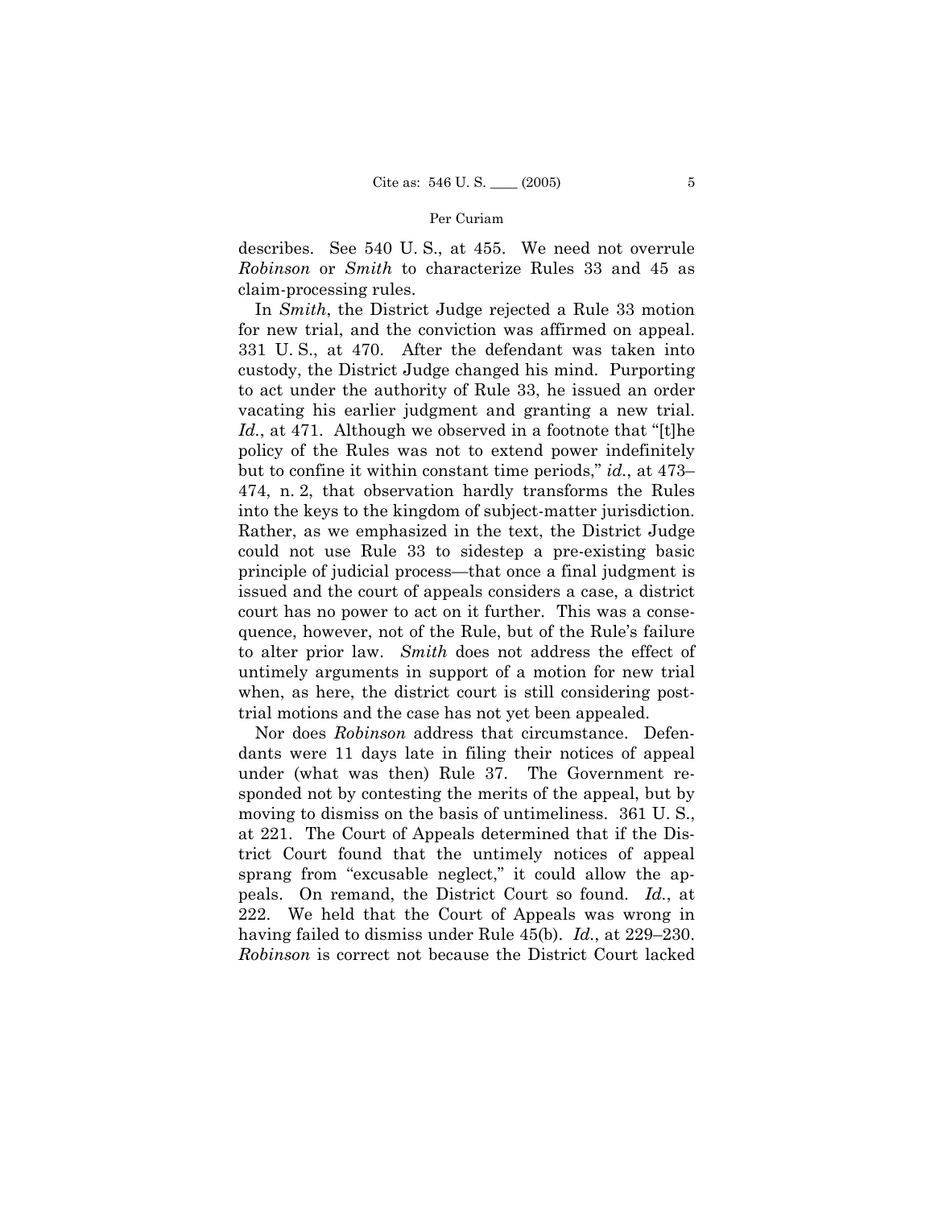describes. See 540 U. S., at 455. We need not overrule *Robinson* or *Smith* to characterize Rules 33 and 45 as claim-processing rules.

In *Smith*, the District Judge rejected a Rule 33 motion for new trial, and the conviction was affirmed on appeal. 331 U. S., at 470. After the defendant was taken into custody, the District Judge changed his mind. Purporting to act under the authority of Rule 33, he issued an order vacating his earlier judgment and granting a new trial. *Id.*, at 471. Although we observed in a footnote that "[t]he policy of the Rules was not to extend power indefinitely but to confine it within constant time periods," *id.*, at 473–474, n. 2, that observation hardly transforms the Rules into the keys to the kingdom of subject-matter jurisdiction. Rather, as we emphasized in the text, the District Judge could not use Rule 33 to sidestep a pre-existing basic principle of judicial process—that once a final judgment is issued and the court of appeals considers a case, a district court has no power to act on it further. This was a consequence, however, not of the Rule, but of the Rule's failure to alter prior law. *Smith* does not address the effect of untimely arguments in support of a motion for new trial when, as here, the district court is still considering post-trial motions and the case has not yet been appealed.

Nor does *Robinson* address that circumstance. Defendants were 11 days late in filing their notices of appeal under (what was then) Rule 37. The Government responded not by contesting the merits of the appeal, but by moving to dismiss on the basis of untimeliness. 361 U. S., at 221. The Court of Appeals determined that if the District Court found that the untimely notices of appeal sprang from "excusable neglect," it could allow the appeals. On remand, the District Court so found. *Id.*, at 222. We held that the Court of Appeals was wrong in having failed to dismiss under Rule 45(b). *Id.*, at 229–230. *Robinson* is correct not because the District Court lacked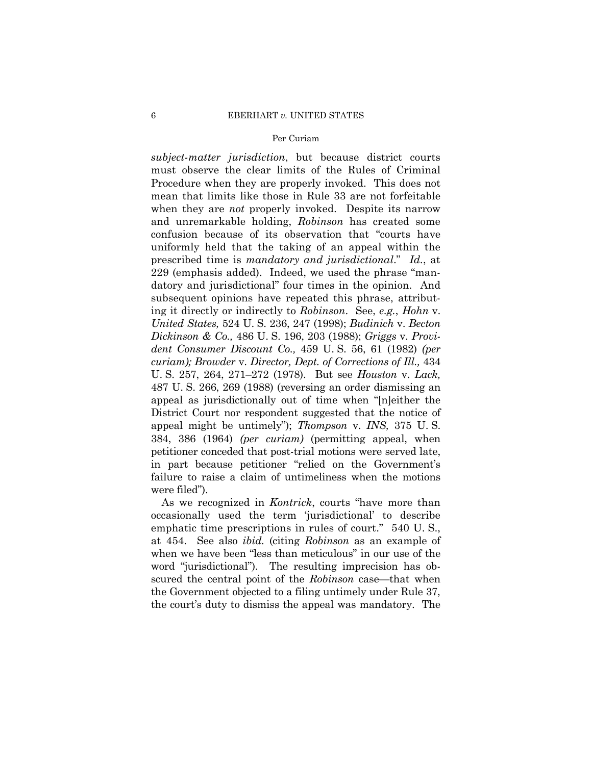*subject-matter jurisdiction*, but because district courts must observe the clear limits of the Rules of Criminal Procedure when they are properly invoked. This does not mean that limits like those in Rule 33 are not forfeitable when they are *not* properly invoked. Despite its narrow and unremarkable holding, *Robinson* has created some confusion because of its observation that "courts have uniformly held that the taking of an appeal within the prescribed time is *mandatory and jurisdictional*." *Id.*, at 229 (emphasis added). Indeed, we used the phrase "mandatory and jurisdictional" four times in the opinion. And subsequent opinions have repeated this phrase, attributing it directly or indirectly to *Robinson*. See, *e.g.*, *Hohn* v. *United States,* 524 U. S. 236, 247 (1998); *Budinich* v. *Becton Dickinson & Co.,* 486 U. S. 196, 203 (1988); *Griggs* v. *Provident Consumer Discount Co.,* 459 U. S. 56, 61 (1982) *(per curiam); Browder* v. *Director, Dept. of Corrections of Ill.,* 434 U. S. 257, 264, 271–272 (1978). But see *Houston* v. *Lack,* 487 U. S. 266, 269 (1988) (reversing an order dismissing an appeal as jurisdictionally out of time when "[n]either the District Court nor respondent suggested that the notice of appeal might be untimely"); *Thompson* v. *INS,* 375 U. S. 384, 386 (1964) *(per curiam)* (permitting appeal, when petitioner conceded that post-trial motions were served late, in part because petitioner "relied on the Government's failure to raise a claim of untimeliness when the motions were filed").

As we recognized in *Kontrick*, courts "have more than occasionally used the term 'jurisdictional' to describe emphatic time prescriptions in rules of court." 540 U. S., at 454. See also *ibid.* (citing *Robinson* as an example of when we have been "less than meticulous" in our use of the word "jurisdictional"). The resulting imprecision has obscured the central point of the *Robinson* case—that when the Government objected to a filing untimely under Rule 37, the court's duty to dismiss the appeal was mandatory. The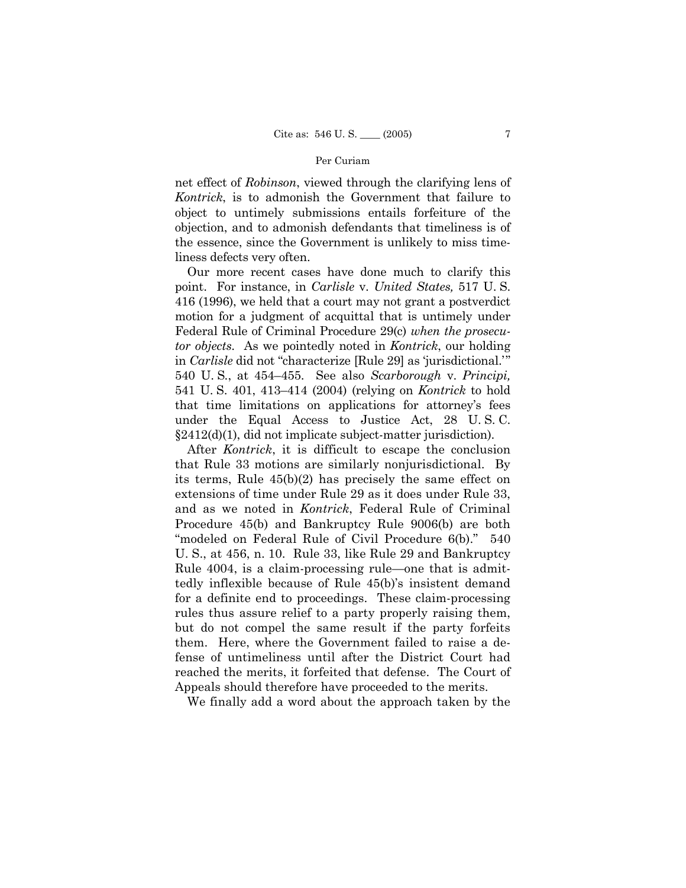net effect of *Robinson*, viewed through the clarifying lens of *Kontrick*, is to admonish the Government that failure to object to untimely submissions entails forfeiture of the objection, and to admonish defendants that timeliness is of the essence, since the Government is unlikely to miss timeliness defects very often.

Our more recent cases have done much to clarify this point. For instance, in *Carlisle* v. *United States,* 517 U. S. 416 (1996), we held that a court may not grant a postverdict motion for a judgment of acquittal that is untimely under Federal Rule of Criminal Procedure 29(c) *when the prosecutor objects*. As we pointedly noted in *Kontrick*, our holding in *Carlisle* did not "characterize [Rule 29] as 'jurisdictional.'" 540 U. S., at 454–455. See also *Scarborough* v. *Principi,* 541 U. S. 401, 413–414 (2004) (relying on *Kontrick* to hold that time limitations on applications for attorney's fees under the Equal Access to Justice Act, 28 U. S. C. §2412(d)(1), did not implicate subject-matter jurisdiction).

After *Kontrick*, it is difficult to escape the conclusion that Rule 33 motions are similarly nonjurisdictional. By its terms, Rule 45(b)(2) has precisely the same effect on extensions of time under Rule 29 as it does under Rule 33, and as we noted in *Kontrick*, Federal Rule of Criminal Procedure 45(b) and Bankruptcy Rule 9006(b) are both "modeled on Federal Rule of Civil Procedure 6(b)." 540 U. S., at 456, n. 10. Rule 33, like Rule 29 and Bankruptcy Rule 4004, is a claim-processing rule—one that is admittedly inflexible because of Rule 45(b)'s insistent demand for a definite end to proceedings. These claim-processing rules thus assure relief to a party properly raising them, but do not compel the same result if the party forfeits them. Here, where the Government failed to raise a defense of untimeliness until after the District Court had reached the merits, it forfeited that defense. The Court of Appeals should therefore have proceeded to the merits.

We finally add a word about the approach taken by the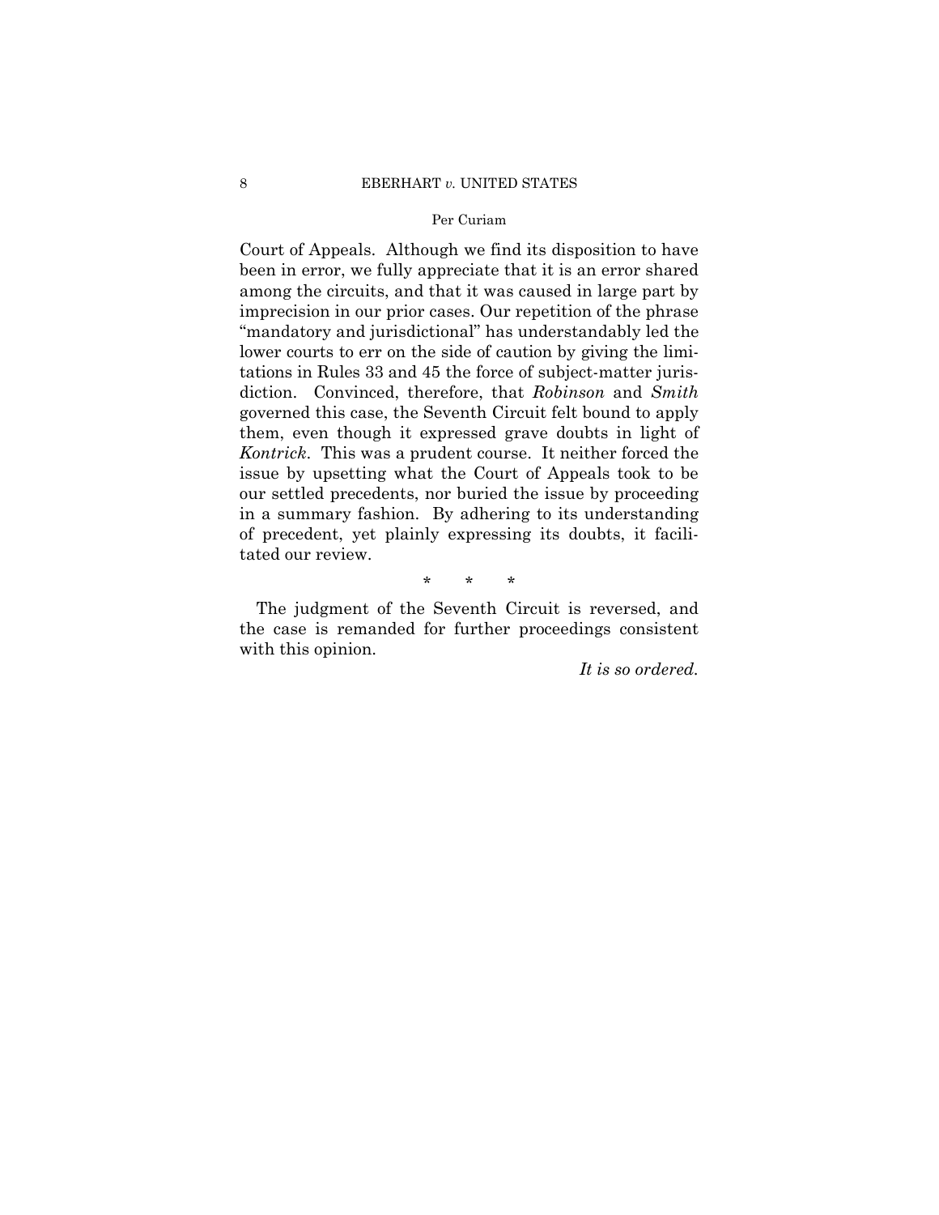Court of Appeals. Although we find its disposition to have been in error, we fully appreciate that it is an error shared among the circuits, and that it was caused in large part by imprecision in our prior cases. Our repetition of the phrase "mandatory and jurisdictional" has understandably led the lower courts to err on the side of caution by giving the limitations in Rules 33 and 45 the force of subject-matter jurisdiction. Convinced, therefore, that *Robinson* and *Smith* governed this case, the Seventh Circuit felt bound to apply them, even though it expressed grave doubts in light of *Kontrick*. This was a prudent course. It neither forced the issue by upsetting what the Court of Appeals took to be our settled precedents, nor buried the issue by proceeding in a summary fashion. By adhering to its understanding of precedent, yet plainly expressing its doubts, it facilitated our review.

\* \* \*

The judgment of the Seventh Circuit is reversed, and the case is remanded for further proceedings consistent with this opinion.

*It is so ordered.*